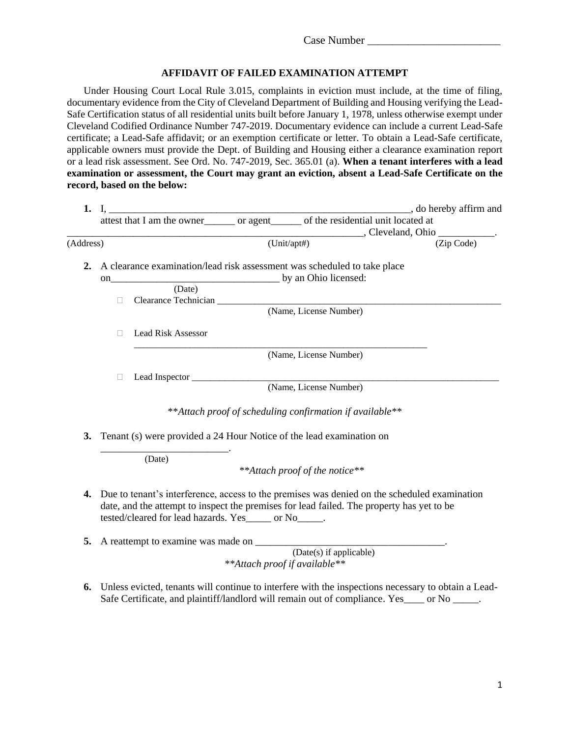Case Number ________________________

## AFFIDAVIT OF FAILED EXAMINATION ATTEMPT

Under Housing Court Local Rule 3.015, complaints in eviction must include, at the time of filing, documentary evidence from the City of Cleveland Department of Building and Housing verifying the Lead-Safe Certification status of all residential units built before January 1, 1978, unless otherwise exempt under Cleveland Codified Ordinance Number 747-2019. Documentary evidence can include a current Lead-Safe certificate; a Lead-Safe affidavit; or an exemption certificate or letter. To obtain a Lead-Safe certificate, applicable owners must provide the Dept. of Building and Housing either a clearance examination report or a lead risk assessment. See Ord. No. 747-2019, Sec. 365.01 (a). **When a tenant interferes with a lead examination or assessment, the Court may grant an eviction, absent a Lead-Safe Certificate on the record, based on the below:**

1. I, ____________________________________________________________, do hereby affirm and attest that I am the owner______ or agent______ of the residential unit located at
_____________________________________________________________, Cleveland, Ohio ___________.
(Address) (Unit/apt#) (Zip Code)

2. A clearance examination/lead risk assessment was scheduled to take place on_________________________________ by an Ohio licensed:
(Date)
   - ☐ Clearance Technician ____________________________________________________________
     (Name, License Number)
   - ☐ Lead Risk Assessor
     ____________________________________________________________
     (Name, License Number)
   - ☐ Lead Inspector ____________________________________________________________
     (Name, License Number)

   ***Attach proof of scheduling confirmation if available***

3. Tenant (s) were provided a 24 Hour Notice of the lead examination on _________________________.
(Date)

   ***Attach proof of the notice***

4. Due to tenant's interference, access to the premises was denied on the scheduled examination date, and the attempt to inspect the premises for lead failed. The property has yet to be tested/cleared for lead hazards. Yes_____ or No_____.

5. A reattempt to examine was made on ____________________________________.
(Date(s) if applicable)

   ***Attach proof if available***

6. Unless evicted, tenants will continue to interfere with the inspections necessary to obtain a Lead-Safe Certificate, and plaintiff/landlord will remain out of compliance. Yes____ or No _____.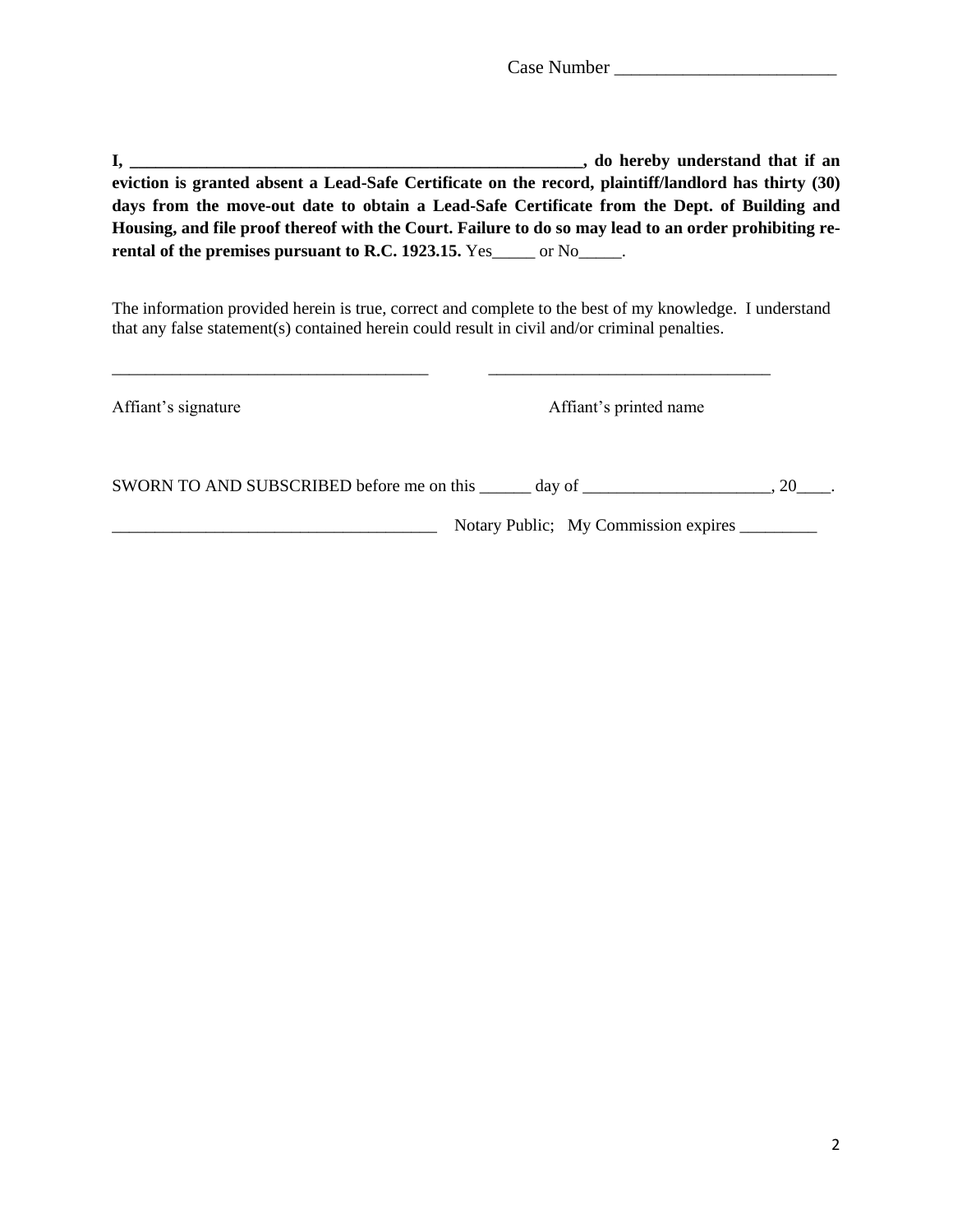Case Number ________________________

**I, ______________________________________________________, do hereby understand that if an eviction is granted absent a Lead-Safe Certificate on the record, plaintiff/landlord has thirty (30) days from the move-out date to obtain a Lead-Safe Certificate from the Dept. of Building and Housing, and file proof thereof with the Court. Failure to do so may lead to an order prohibiting re-rental of the premises pursuant to R.C. 1923.15.** Yes_____ or No_____.

The information provided herein is true, correct and complete to the best of my knowledge. I understand that any false statement(s) contained herein could result in civil and/or criminal penalties.

_____________________________________ _________________________________

Affiant's signature Affiant's printed name

SWORN TO AND SUBSCRIBED before me on this ______ day of ______________________, 20____.

______________________________________ Notary Public; My Commission expires _________